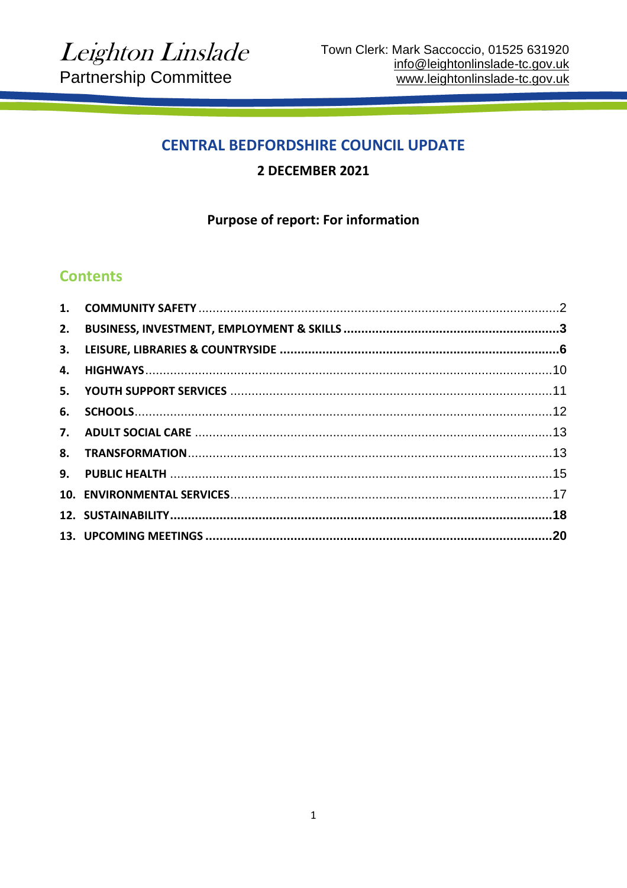Leighton Linslade
Partnership Committee

Town Clerk: Mark Saccoccio, 01525 631920
info@leightonlinslade-tc.gov.uk
www.leightonlinslade-tc.gov.uk

# CENTRAL BEDFORDSHIRE COUNCIL UPDATE

**2 DECEMBER 2021**

**Purpose of report: For information**

## Contents

1. COMMUNITY SAFETY ........ 2
2. BUSINESS, INVESTMENT, EMPLOYMENT & SKILLS ........ 3
3. LEISURE, LIBRARIES & COUNTRYSIDE ........ 6
4. HIGHWAYS ........ 10
5. YOUTH SUPPORT SERVICES ........ 11
6. SCHOOLS ........ 12
7. ADULT SOCIAL CARE ........ 13
8. TRANSFORMATION ........ 13
9. PUBLIC HEALTH ........ 15
10. ENVIRONMENTAL SERVICES ........ 17
12. SUSTAINABILITY ........ 18
13. UPCOMING MEETINGS ........ 20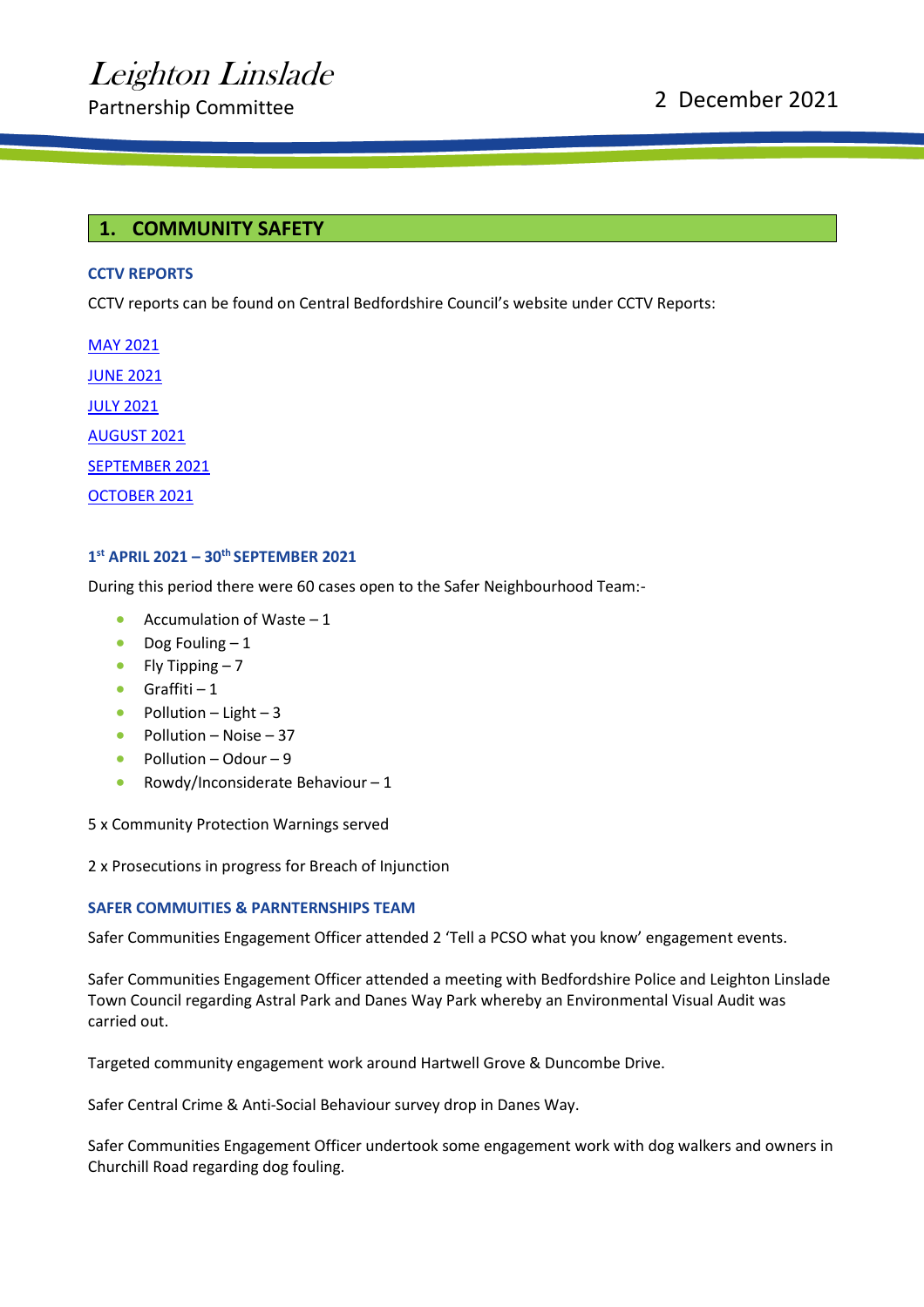Leighton Linslade

Partnership Committee

2 December 2021

## 1. COMMUNITY SAFETY

### CCTV REPORTS

CCTV reports can be found on Central Bedfordshire Council's website under CCTV Reports:

MAY 2021

JUNE 2021

JULY 2021

AUGUST 2021

SEPTEMBER 2021

OCTOBER 2021

### 1st APRIL 2021 – 30th SEPTEMBER 2021

During this period there were 60 cases open to the Safer Neighbourhood Team:-

- Accumulation of Waste – 1
- Dog Fouling – 1
- Fly Tipping – 7
- Graffiti – 1
- Pollution – Light – 3
- Pollution – Noise – 37
- Pollution – Odour – 9
- Rowdy/Inconsiderate Behaviour – 1

5 x Community Protection Warnings served

2 x Prosecutions in progress for Breach of Injunction

### SAFER COMMUITIES & PARNTERNSHIPS TEAM

Safer Communities Engagement Officer attended 2 'Tell a PCSO what you know' engagement events.

Safer Communities Engagement Officer attended a meeting with Bedfordshire Police and Leighton Linslade Town Council regarding Astral Park and Danes Way Park whereby an Environmental Visual Audit was carried out.

Targeted community engagement work around Hartwell Grove & Duncombe Drive.

Safer Central Crime & Anti-Social Behaviour survey drop in Danes Way.

Safer Communities Engagement Officer undertook some engagement work with dog walkers and owners in Churchill Road regarding dog fouling.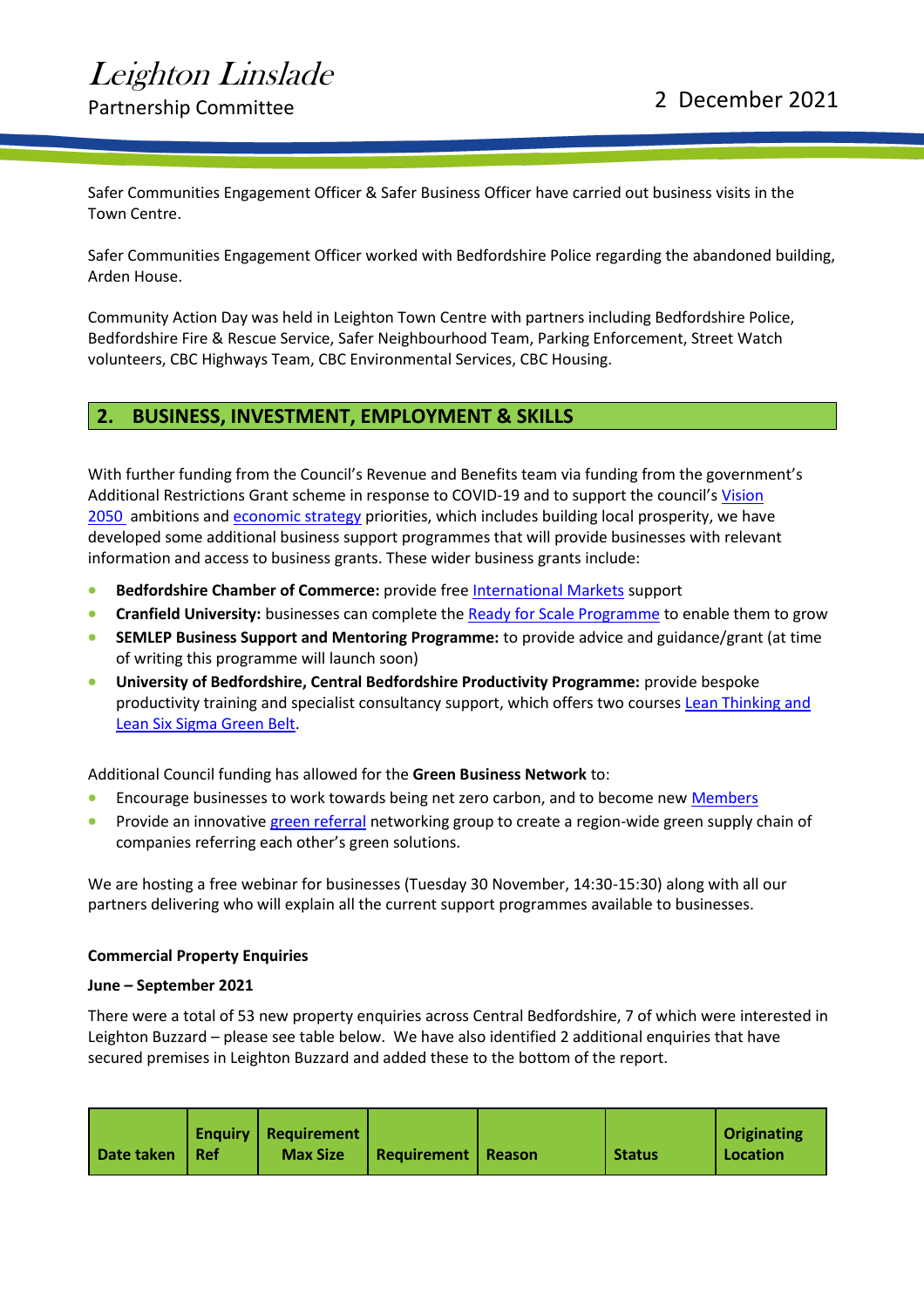Safer Communities Engagement Officer & Safer Business Officer have carried out business visits in the Town Centre.

Safer Communities Engagement Officer worked with Bedfordshire Police regarding the abandoned building, Arden House.

Community Action Day was held in Leighton Town Centre with partners including Bedfordshire Police, Bedfordshire Fire & Rescue Service, Safer Neighbourhood Team, Parking Enforcement, Street Watch volunteers, CBC Highways Team, CBC Environmental Services, CBC Housing.

## 2. BUSINESS, INVESTMENT, EMPLOYMENT & SKILLS

With further funding from the Council's Revenue and Benefits team via funding from the government's Additional Restrictions Grant scheme in response to COVID-19 and to support the council's Vision 2050 ambitions and economic strategy priorities, which includes building local prosperity, we have developed some additional business support programmes that will provide businesses with relevant information and access to business grants. These wider business grants include:

- **Bedfordshire Chamber of Commerce:** provide free International Markets support
- **Cranfield University:** businesses can complete the Ready for Scale Programme to enable them to grow
- **SEMLEP Business Support and Mentoring Programme:** to provide advice and guidance/grant (at time of writing this programme will launch soon)
- **University of Bedfordshire, Central Bedfordshire Productivity Programme:** provide bespoke productivity training and specialist consultancy support, which offers two courses Lean Thinking and Lean Six Sigma Green Belt.

Additional Council funding has allowed for the **Green Business Network** to:

- Encourage businesses to work towards being net zero carbon, and to become new Members
- Provide an innovative green referral networking group to create a region-wide green supply chain of companies referring each other's green solutions.

We are hosting a free webinar for businesses (Tuesday 30 November, 14:30-15:30) along with all our partners delivering who will explain all the current support programmes available to businesses.

**Commercial Property Enquiries**

**June – September 2021**

There were a total of 53 new property enquiries across Central Bedfordshire, 7 of which were interested in Leighton Buzzard – please see table below. We have also identified 2 additional enquiries that have secured premises in Leighton Buzzard and added these to the bottom of the report.

| Date taken | Enquiry Ref | Requirement Max Size | Requirement | Reason | Status | Originating Location |
|---|---|---|---|---|---|---|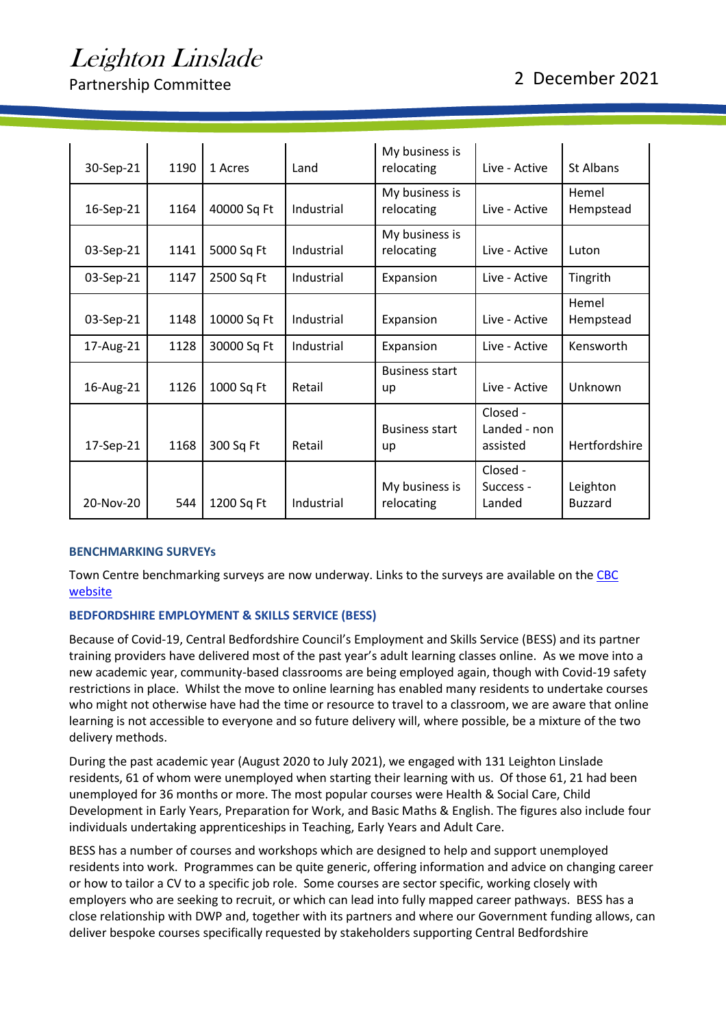| 30-Sep-21 | 1190 | 1 Acres | Land | My business is relocating | Live - Active | St Albans |
|---|---|---|---|---|---|---|
| 16-Sep-21 | 1164 | 40000 Sq Ft | Industrial | My business is relocating | Live - Active | Hemel Hempstead |
| 03-Sep-21 | 1141 | 5000 Sq Ft | Industrial | My business is relocating | Live - Active | Luton |
| 03-Sep-21 | 1147 | 2500 Sq Ft | Industrial | Expansion | Live - Active | Tingrith |
| 03-Sep-21 | 1148 | 10000 Sq Ft | Industrial | Expansion | Live - Active | Hemel Hempstead |
| 17-Aug-21 | 1128 | 30000 Sq Ft | Industrial | Expansion | Live - Active | Kensworth |
| 16-Aug-21 | 1126 | 1000 Sq Ft | Retail | Business start up | Live - Active | Unknown |
| 17-Sep-21 | 1168 | 300 Sq Ft | Retail | Business start up | Closed - Landed - non assisted | Hertfordshire |
| 20-Nov-20 | 544 | 1200 Sq Ft | Industrial | My business is relocating | Closed - Success - Landed | Leighton Buzzard |

**BENCHMARKING SURVEYs**

Town Centre benchmarking surveys are now underway. Links to the surveys are available on the CBC website

**BEDFORDSHIRE EMPLOYMENT & SKILLS SERVICE (BESS)**

Because of Covid-19, Central Bedfordshire Council's Employment and Skills Service (BESS) and its partner training providers have delivered most of the past year's adult learning classes online. As we move into a new academic year, community-based classrooms are being employed again, though with Covid-19 safety restrictions in place. Whilst the move to online learning has enabled many residents to undertake courses who might not otherwise have had the time or resource to travel to a classroom, we are aware that online learning is not accessible to everyone and so future delivery will, where possible, be a mixture of the two delivery methods.

During the past academic year (August 2020 to July 2021), we engaged with 131 Leighton Linslade residents, 61 of whom were unemployed when starting their learning with us. Of those 61, 21 had been unemployed for 36 months or more. The most popular courses were Health & Social Care, Child Development in Early Years, Preparation for Work, and Basic Maths & English. The figures also include four individuals undertaking apprenticeships in Teaching, Early Years and Adult Care.

BESS has a number of courses and workshops which are designed to help and support unemployed residents into work. Programmes can be quite generic, offering information and advice on changing career or how to tailor a CV to a specific job role. Some courses are sector specific, working closely with employers who are seeking to recruit, or which can lead into fully mapped career pathways. BESS has a close relationship with DWP and, together with its partners and where our Government funding allows, can deliver bespoke courses specifically requested by stakeholders supporting Central Bedfordshire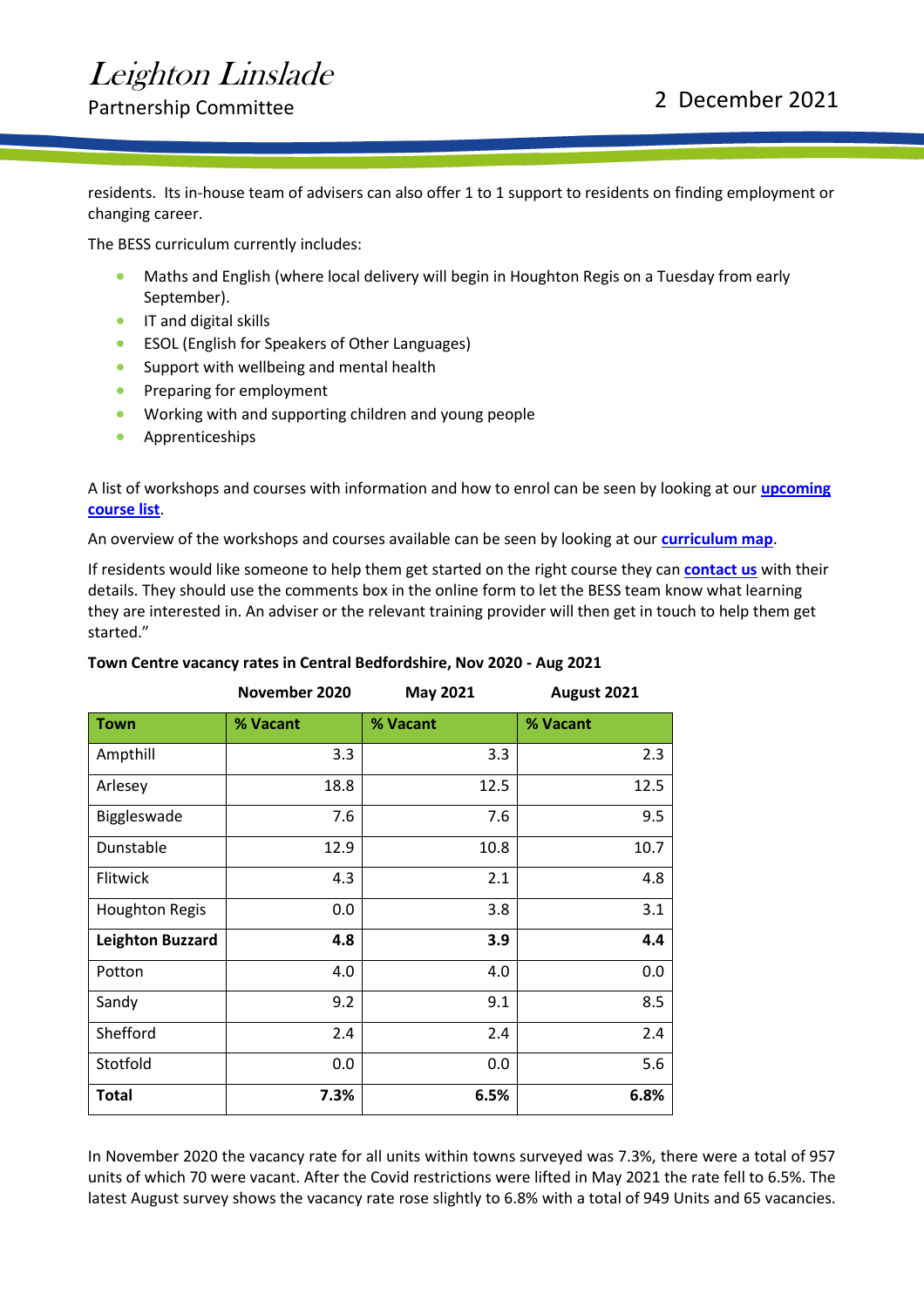residents. Its in-house team of advisers can also offer 1 to 1 support to residents on finding employment or changing career.

The BESS curriculum currently includes:

- Maths and English (where local delivery will begin in Houghton Regis on a Tuesday from early September).
- IT and digital skills
- ESOL (English for Speakers of Other Languages)
- Support with wellbeing and mental health
- Preparing for employment
- Working with and supporting children and young people
- Apprenticeships

A list of workshops and courses with information and how to enrol can be seen by looking at our **upcoming course list**.

An overview of the workshops and courses available can be seen by looking at our **curriculum map**.

If residents would like someone to help them get started on the right course they can **contact us** with their details. They should use the comments box in the online form to let the BESS team know what learning they are interested in. An adviser or the relevant training provider will then get in touch to help them get started."

**Town Centre vacancy rates in Central Bedfordshire, Nov 2020 - Aug 2021**

| | November 2020 | May 2021 | August 2021 |
|---|---|---|---|
| **Town** | **% Vacant** | **% Vacant** | **% Vacant** |
| Ampthill | 3.3 | 3.3 | 2.3 |
| Arlesey | 18.8 | 12.5 | 12.5 |
| Biggleswade | 7.6 | 7.6 | 9.5 |
| Dunstable | 12.9 | 10.8 | 10.7 |
| Flitwick | 4.3 | 2.1 | 4.8 |
| Houghton Regis | 0.0 | 3.8 | 3.1 |
| **Leighton Buzzard** | **4.8** | **3.9** | **4.4** |
| Potton | 4.0 | 4.0 | 0.0 |
| Sandy | 9.2 | 9.1 | 8.5 |
| Shefford | 2.4 | 2.4 | 2.4 |
| Stotfold | 0.0 | 0.0 | 5.6 |
| **Total** | **7.3%** | **6.5%** | **6.8%** |

In November 2020 the vacancy rate for all units within towns surveyed was 7.3%, there were a total of 957 units of which 70 were vacant. After the Covid restrictions were lifted in May 2021 the rate fell to 6.5%. The latest August survey shows the vacancy rate rose slightly to 6.8% with a total of 949 Units and 65 vacancies.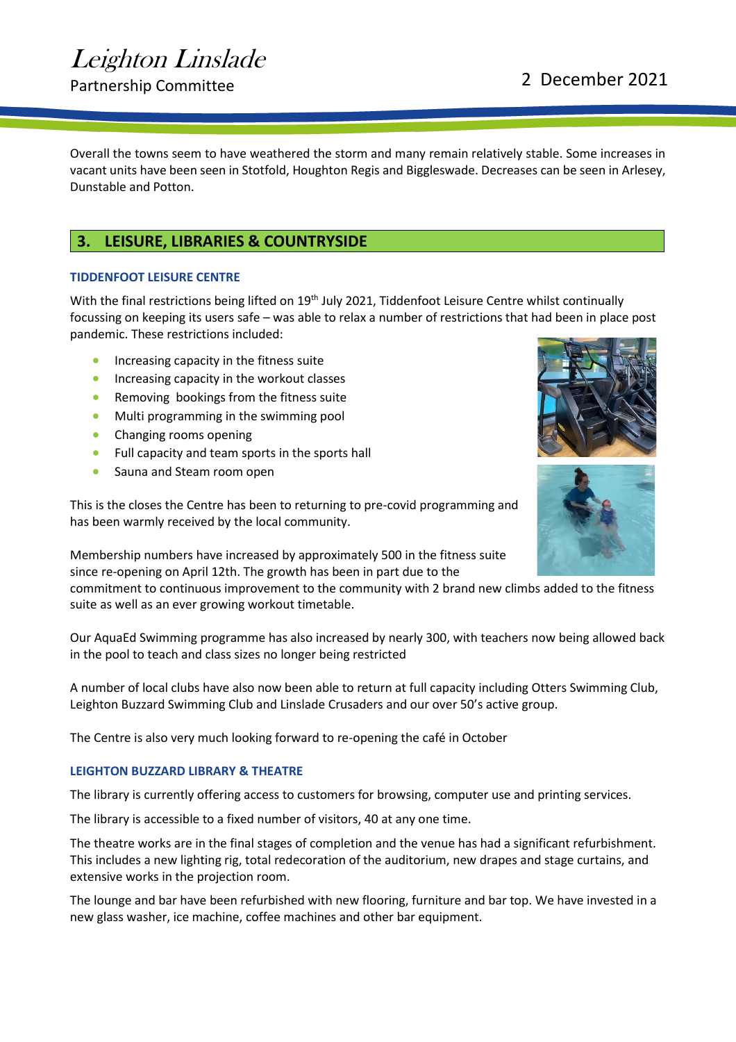Overall the towns seem to have weathered the storm and many remain relatively stable. Some increases in vacant units have been seen in Stotfold, Houghton Regis and Biggleswade. Decreases can be seen in Arlesey, Dunstable and Potton.

## 3. LEISURE, LIBRARIES & COUNTRYSIDE

### TIDDENFOOT LEISURE CENTRE

With the final restrictions being lifted on 19th July 2021, Tiddenfoot Leisure Centre whilst continually focussing on keeping its users safe – was able to relax a number of restrictions that had been in place post pandemic. These restrictions included:

- Increasing capacity in the fitness suite
- Increasing capacity in the workout classes
- Removing bookings from the fitness suite
- Multi programming in the swimming pool
- Changing rooms opening
- Full capacity and team sports in the sports hall
- Sauna and Steam room open

This is the closes the Centre has been to returning to pre-covid programming and has been warmly received by the local community.

Membership numbers have increased by approximately 500 in the fitness suite since re-opening on April 12th. The growth has been in part due to the commitment to continuous improvement to the community with 2 brand new climbs added to the fitness suite as well as an ever growing workout timetable.

Our AquaEd Swimming programme has also increased by nearly 300, with teachers now being allowed back in the pool to teach and class sizes no longer being restricted

A number of local clubs have also now been able to return at full capacity including Otters Swimming Club, Leighton Buzzard Swimming Club and Linslade Crusaders and our over 50's active group.

The Centre is also very much looking forward to re-opening the café in October

### LEIGHTON BUZZARD LIBRARY & THEATRE

The library is currently offering access to customers for browsing, computer use and printing services.

The library is accessible to a fixed number of visitors, 40 at any one time.

The theatre works are in the final stages of completion and the venue has had a significant refurbishment. This includes a new lighting rig, total redecoration of the auditorium, new drapes and stage curtains, and extensive works in the projection room.

The lounge and bar have been refurbished with new flooring, furniture and bar top. We have invested in a new glass washer, ice machine, coffee machines and other bar equipment.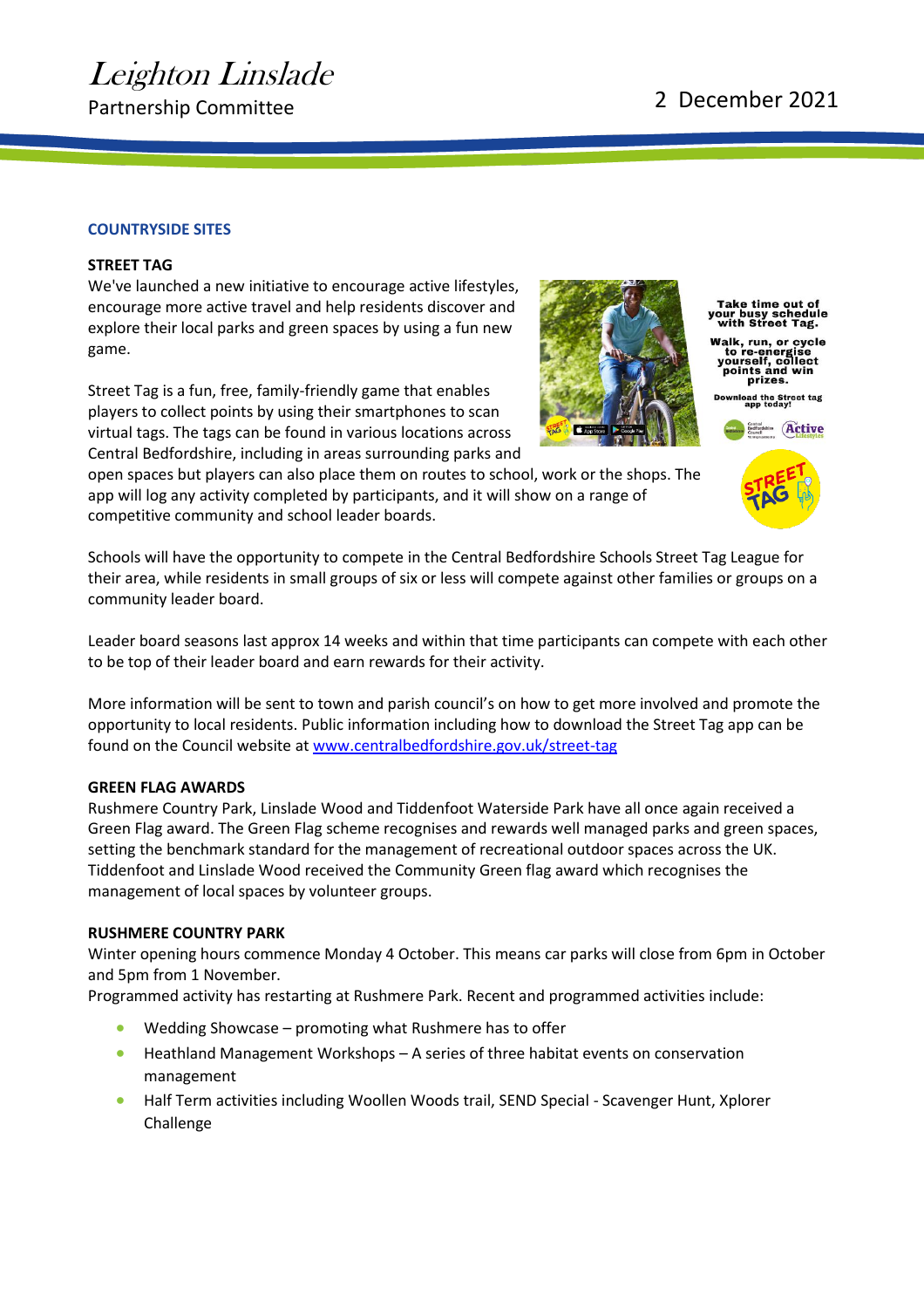## COUNTRYSIDE SITES

### STREET TAG

We've launched a new initiative to encourage active lifestyles, encourage more active travel and help residents discover and explore their local parks and green spaces by using a fun new game.

Take time out of your busy schedule with Street Tag.

Walk, run, or cycle to re-energise yourself, collect points and win prizes.

Download the Street tag app today!

Street Tag is a fun, free, family-friendly game that enables players to collect points by using their smartphones to scan virtual tags. The tags can be found in various locations across Central Bedfordshire, including in areas surrounding parks and open spaces but players can also place them on routes to school, work or the shops. The app will log any activity completed by participants, and it will show on a range of competitive community and school leader boards.

Schools will have the opportunity to compete in the Central Bedfordshire Schools Street Tag League for their area, while residents in small groups of six or less will compete against other families or groups on a community leader board.

Leader board seasons last approx 14 weeks and within that time participants can compete with each other to be top of their leader board and earn rewards for their activity.

More information will be sent to town and parish council's on how to get more involved and promote the opportunity to local residents. Public information including how to download the Street Tag app can be found on the Council website at [www.centralbedfordshire.gov.uk/street-tag](http://www.centralbedfordshire.gov.uk/street-tag)

### GREEN FLAG AWARDS

Rushmere Country Park, Linslade Wood and Tiddenfoot Waterside Park have all once again received a Green Flag award. The Green Flag scheme recognises and rewards well managed parks and green spaces, setting the benchmark standard for the management of recreational outdoor spaces across the UK. Tiddenfoot and Linslade Wood received the Community Green flag award which recognises the management of local spaces by volunteer groups.

### RUSHMERE COUNTRY PARK

Winter opening hours commence Monday 4 October. This means car parks will close from 6pm in October and 5pm from 1 November.

Programmed activity has restarting at Rushmere Park. Recent and programmed activities include:

- Wedding Showcase – promoting what Rushmere has to offer
- Heathland Management Workshops – A series of three habitat events on conservation management
- Half Term activities including Woollen Woods trail, SEND Special - Scavenger Hunt, Xplorer Challenge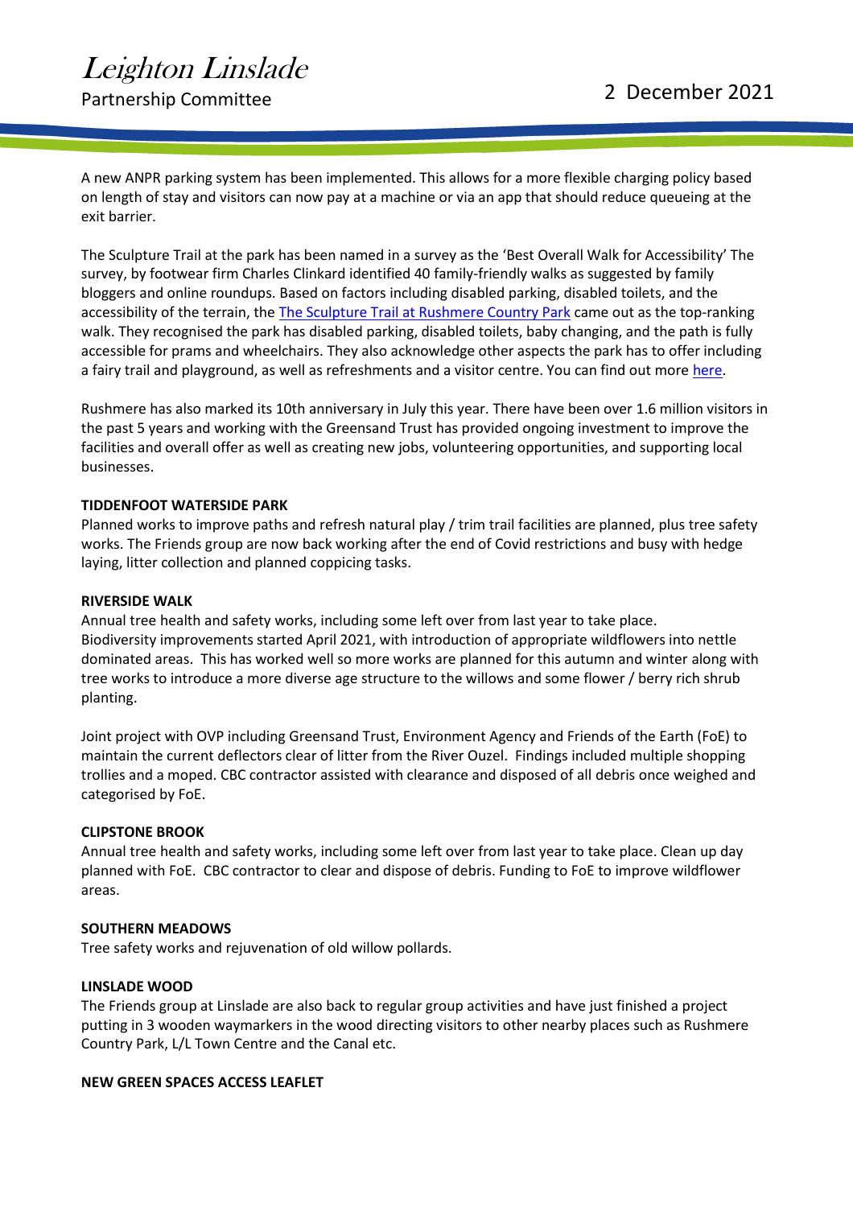A new ANPR parking system has been implemented. This allows for a more flexible charging policy based on length of stay and visitors can now pay at a machine or via an app that should reduce queueing at the exit barrier.

The Sculpture Trail at the park has been named in a survey as the 'Best Overall Walk for Accessibility' The survey, by footwear firm Charles Clinkard identified 40 family-friendly walks as suggested by family bloggers and online roundups. Based on factors including disabled parking, disabled toilets, and the accessibility of the terrain, the The Sculpture Trail at Rushmere Country Park came out as the top-ranking walk. They recognised the park has disabled parking, disabled toilets, baby changing, and the path is fully accessible for prams and wheelchairs. They also acknowledge other aspects the park has to offer including a fairy trail and playground, as well as refreshments and a visitor centre. You can find out more here.

Rushmere has also marked its 10th anniversary in July this year. There have been over 1.6 million visitors in the past 5 years and working with the Greensand Trust has provided ongoing investment to improve the facilities and overall offer as well as creating new jobs, volunteering opportunities, and supporting local businesses.

**TIDDENFOOT WATERSIDE PARK**

Planned works to improve paths and refresh natural play / trim trail facilities are planned, plus tree safety works. The Friends group are now back working after the end of Covid restrictions and busy with hedge laying, litter collection and planned coppicing tasks.

**RIVERSIDE WALK**

Annual tree health and safety works, including some left over from last year to take place.
Biodiversity improvements started April 2021, with introduction of appropriate wildflowers into nettle dominated areas. This has worked well so more works are planned for this autumn and winter along with tree works to introduce a more diverse age structure to the willows and some flower / berry rich shrub planting.

Joint project with OVP including Greensand Trust, Environment Agency and Friends of the Earth (FoE) to maintain the current deflectors clear of litter from the River Ouzel. Findings included multiple shopping trollies and a moped. CBC contractor assisted with clearance and disposed of all debris once weighed and categorised by FoE.

**CLIPSTONE BROOK**

Annual tree health and safety works, including some left over from last year to take place. Clean up day planned with FoE. CBC contractor to clear and dispose of debris. Funding to FoE to improve wildflower areas.

**SOUTHERN MEADOWS**

Tree safety works and rejuvenation of old willow pollards.

**LINSLADE WOOD**

The Friends group at Linslade are also back to regular group activities and have just finished a project putting in 3 wooden waymarkers in the wood directing visitors to other nearby places such as Rushmere Country Park, L/L Town Centre and the Canal etc.

**NEW GREEN SPACES ACCESS LEAFLET**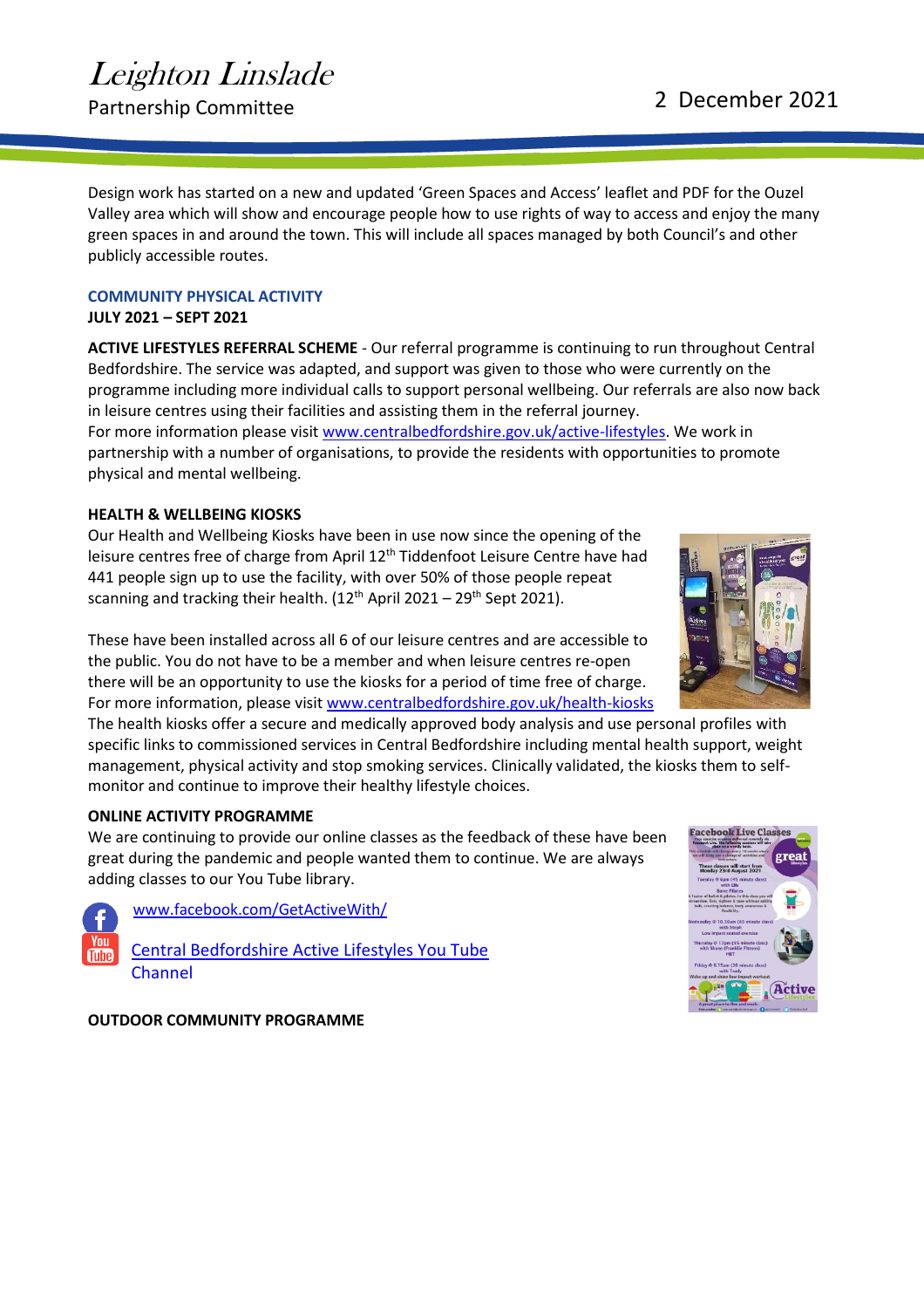Design work has started on a new and updated 'Green Spaces and Access' leaflet and PDF for the Ouzel Valley area which will show and encourage people how to use rights of way to access and enjoy the many green spaces in and around the town. This will include all spaces managed by both Council's and other publicly accessible routes.

## COMMUNITY PHYSICAL ACTIVITY

**JULY 2021 – SEPT 2021**

**ACTIVE LIFESTYLES REFERRAL SCHEME** - Our referral programme is continuing to run throughout Central Bedfordshire. The service was adapted, and support was given to those who were currently on the programme including more individual calls to support personal wellbeing. Our referrals are also now back in leisure centres using their facilities and assisting them in the referral journey.
For more information please visit www.centralbedfordshire.gov.uk/active-lifestyles. We work in partnership with a number of organisations, to provide the residents with opportunities to promote physical and mental wellbeing.

**HEALTH & WELLBEING KIOSKS**

Our Health and Wellbeing Kiosks have been in use now since the opening of the leisure centres free of charge from April 12th Tiddenfoot Leisure Centre have had 441 people sign up to use the facility, with over 50% of those people repeat scanning and tracking their health. (12th April 2021 – 29th Sept 2021).

These have been installed across all 6 of our leisure centres and are accessible to the public. You do not have to be a member and when leisure centres re-open there will be an opportunity to use the kiosks for a period of time free of charge. For more information, please visit www.centralbedfordshire.gov.uk/health-kiosks
The health kiosks offer a secure and medically approved body analysis and use personal profiles with specific links to commissioned services in Central Bedfordshire including mental health support, weight management, physical activity and stop smoking services. Clinically validated, the kiosks them to self-monitor and continue to improve their healthy lifestyle choices.

**ONLINE ACTIVITY PROGRAMME**

We are continuing to provide our online classes as the feedback of these have been great during the pandemic and people wanted them to continue. We are always adding classes to our You Tube library.

www.facebook.com/GetActiveWith/

Central Bedfordshire Active Lifestyles You Tube Channel

**OUTDOOR COMMUNITY PROGRAMME**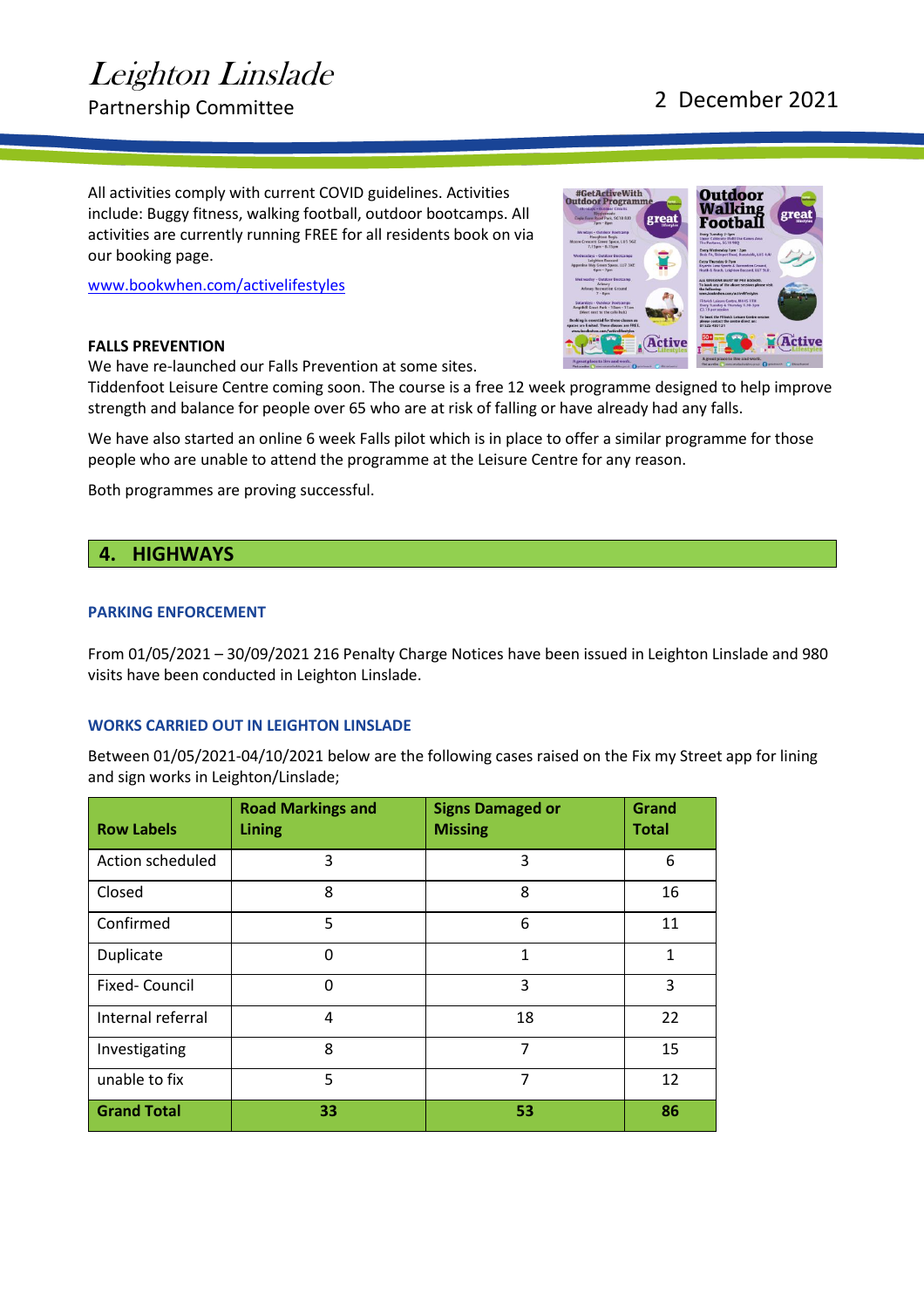All activities comply with current COVID guidelines. Activities include: Buggy fitness, walking football, outdoor bootcamps. All activities are currently running FREE for all residents book on via our booking page.

www.bookwhen.com/activelifestyles

**FALLS PREVENTION**

We have re-launched our Falls Prevention at some sites.
Tiddenfoot Leisure Centre coming soon. The course is a free 12 week programme designed to help improve strength and balance for people over 65 who are at risk of falling or have already had any falls.

We have also started an online 6 week Falls pilot which is in place to offer a similar programme for those people who are unable to attend the programme at the Leisure Centre for any reason.

Both programmes are proving successful.

## 4. HIGHWAYS

### PARKING ENFORCEMENT

From 01/05/2021 – 30/09/2021 216 Penalty Charge Notices have been issued in Leighton Linslade and 980 visits have been conducted in Leighton Linslade.

### WORKS CARRIED OUT IN LEIGHTON LINSLADE

Between 01/05/2021-04/10/2021 below are the following cases raised on the Fix my Street app for lining and sign works in Leighton/Linslade;

| Row Labels | Road Markings and Lining | Signs Damaged or Missing | Grand Total |
|---|---|---|---|
| Action scheduled | 3 | 3 | 6 |
| Closed | 8 | 8 | 16 |
| Confirmed | 5 | 6 | 11 |
| Duplicate | 0 | 1 | 1 |
| Fixed- Council | 0 | 3 | 3 |
| Internal referral | 4 | 18 | 22 |
| Investigating | 8 | 7 | 15 |
| unable to fix | 5 | 7 | 12 |
| **Grand Total** | **33** | **53** | **86** |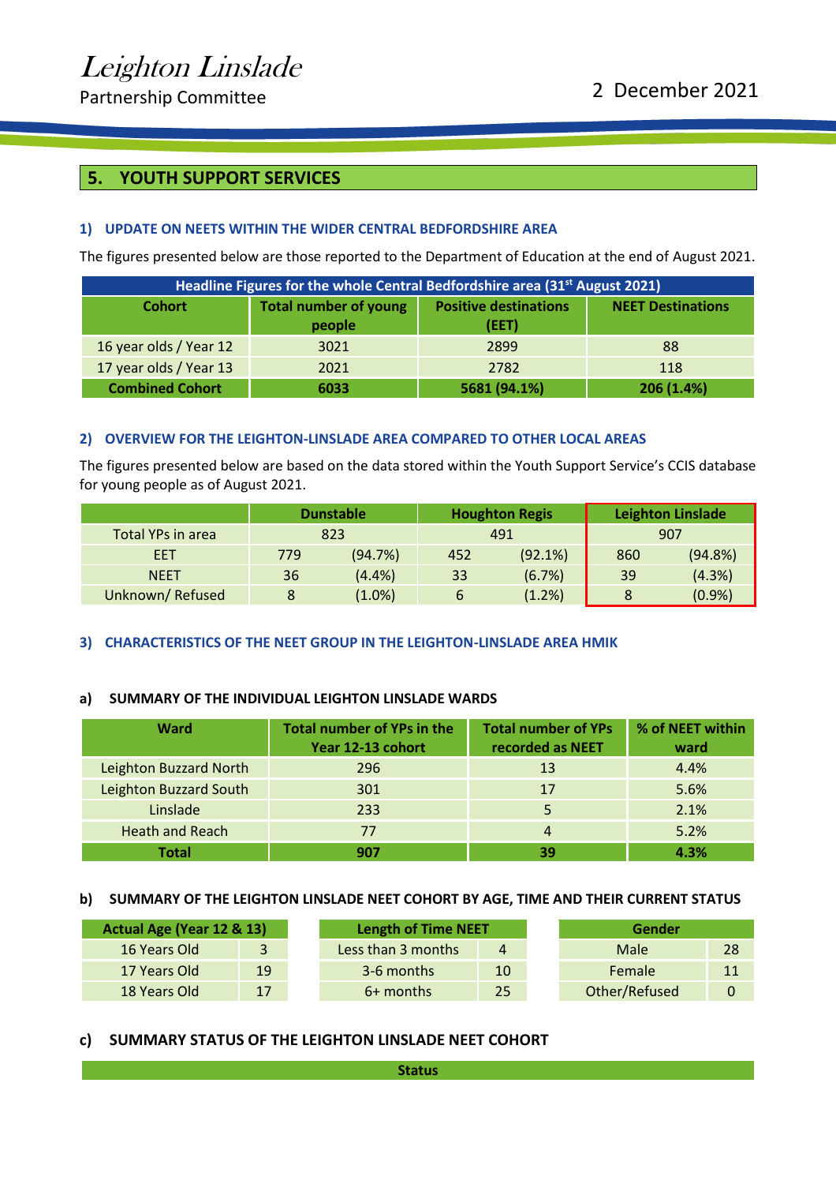# 5. YOUTH SUPPORT SERVICES

### 1) UPDATE ON NEETS WITHIN THE WIDER CENTRAL BEDFORDSHIRE AREA

The figures presented below are those reported to the Department of Education at the end of August 2021.

| Headline Figures for the whole Central Bedfordshire area (31st August 2021) | | | |
|---|---|---|---|
| **Cohort** | **Total number of young people** | **Positive destinations (EET)** | **NEET Destinations** |
| 16 year olds / Year 12 | 3021 | 2899 | 88 |
| 17 year olds / Year 13 | 2021 | 2782 | 118 |
| **Combined Cohort** | **6033** | **5681 (94.1%)** | **206 (1.4%)** |

### 2) OVERVIEW FOR THE LEIGHTON-LINSLADE AREA COMPARED TO OTHER LOCAL AREAS

The figures presented below are based on the data stored within the Youth Support Service's CCIS database for young people as of August 2021.

| | Dunstable | | Houghton Regis | | Leighton Linslade | |
|---|---|---|---|---|---|---|
| Total YPs in area | 823 | | 491 | | 907 | |
| EET | 779 | (94.7%) | 452 | (92.1%) | 860 | (94.8%) |
| NEET | 36 | (4.4%) | 33 | (6.7%) | 39 | (4.3%) |
| Unknown/ Refused | 8 | (1.0%) | 6 | (1.2%) | 8 | (0.9%) |

### 3) CHARACTERISTICS OF THE NEET GROUP IN THE LEIGHTON-LINSLADE AREA HMIK

#### a) SUMMARY OF THE INDIVIDUAL LEIGHTON LINSLADE WARDS

| Ward | Total number of YPs in the Year 12-13 cohort | Total number of YPs recorded as NEET | % of NEET within ward |
|---|---|---|---|
| Leighton Buzzard North | 296 | 13 | 4.4% |
| Leighton Buzzard South | 301 | 17 | 5.6% |
| Linslade | 233 | 5 | 2.1% |
| Heath and Reach | 77 | 4 | 5.2% |
| **Total** | **907** | **39** | **4.3%** |

#### b) SUMMARY OF THE LEIGHTON LINSLADE NEET COHORT BY AGE, TIME AND THEIR CURRENT STATUS

| Actual Age (Year 12 & 13) | |
|---|---|
| 16 Years Old | 3 |
| 17 Years Old | 19 |
| 18 Years Old | 17 |

| Length of Time NEET | |
|---|---|
| Less than 3 months | 4 |
| 3-6 months | 10 |
| 6+ months | 25 |

| Gender | |
|---|---|
| Male | 28 |
| Female | 11 |
| Other/Refused | 0 |

#### c) SUMMARY STATUS OF THE LEIGHTON LINSLADE NEET COHORT

| Status |
|---|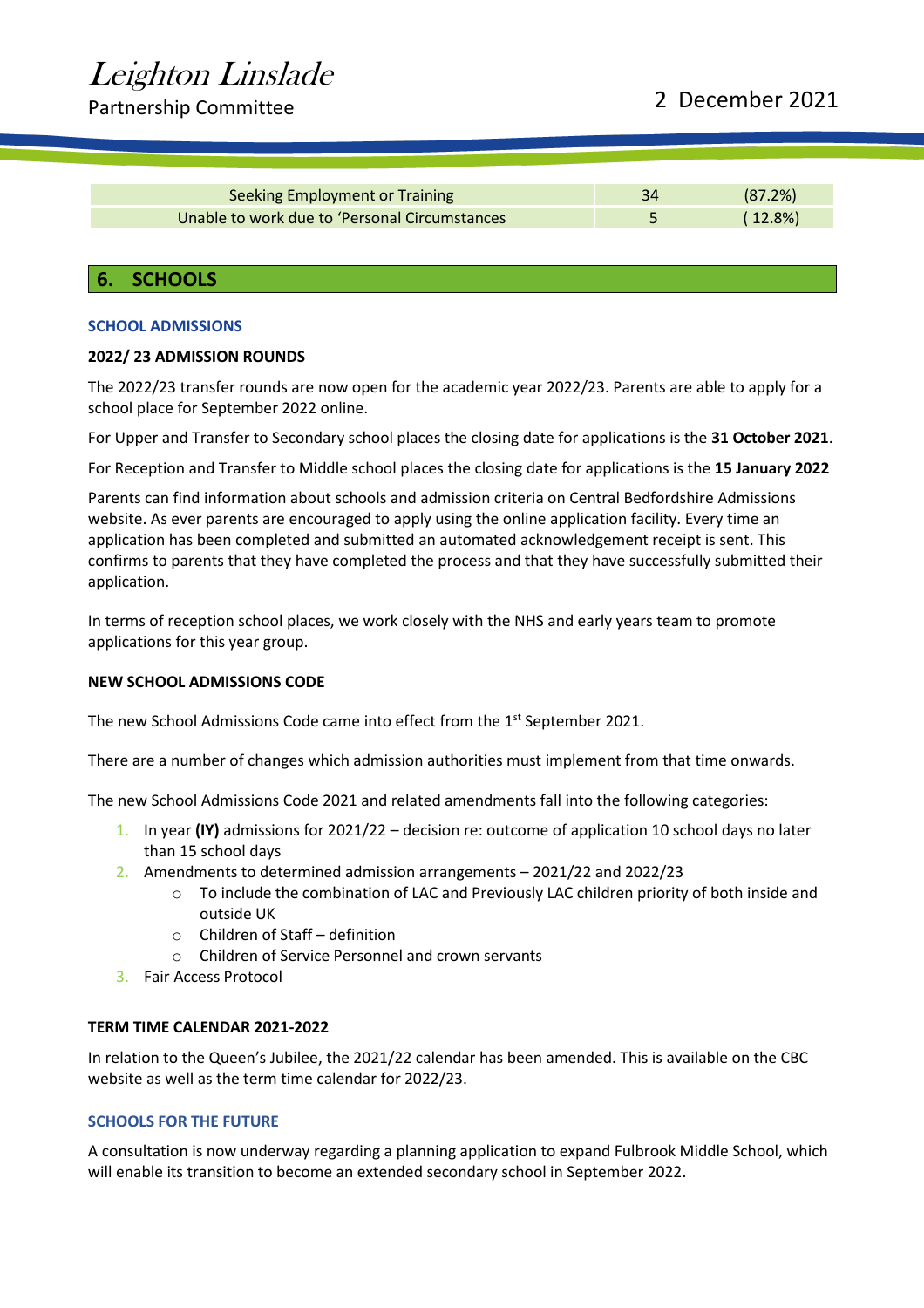| Seeking Employment or Training | 34 | (87.2%) |
|---|---|---|
| Unable to work due to 'Personal Circumstances | 5 | ( 12.8%) |

## 6. SCHOOLS

### SCHOOL ADMISSIONS

**2022/ 23 ADMISSION ROUNDS**

The 2022/23 transfer rounds are now open for the academic year 2022/23. Parents are able to apply for a school place for September 2022 online.

For Upper and Transfer to Secondary school places the closing date for applications is the **31 October 2021**.

For Reception and Transfer to Middle school places the closing date for applications is the **15 January 2022**

Parents can find information about schools and admission criteria on Central Bedfordshire Admissions website. As ever parents are encouraged to apply using the online application facility. Every time an application has been completed and submitted an automated acknowledgement receipt is sent. This confirms to parents that they have completed the process and that they have successfully submitted their application.

In terms of reception school places, we work closely with the NHS and early years team to promote applications for this year group.

**NEW SCHOOL ADMISSIONS CODE**

The new School Admissions Code came into effect from the 1st September 2021.

There are a number of changes which admission authorities must implement from that time onwards.

The new School Admissions Code 2021 and related amendments fall into the following categories:

1. In year **(IY)** admissions for 2021/22 – decision re: outcome of application 10 school days no later than 15 school days
2. Amendments to determined admission arrangements – 2021/22 and 2022/23
   - To include the combination of LAC and Previously LAC children priority of both inside and outside UK
   - Children of Staff – definition
   - Children of Service Personnel and crown servants
3. Fair Access Protocol

**TERM TIME CALENDAR 2021-2022**

In relation to the Queen's Jubilee, the 2021/22 calendar has been amended. This is available on the CBC website as well as the term time calendar for 2022/23.

### SCHOOLS FOR THE FUTURE

A consultation is now underway regarding a planning application to expand Fulbrook Middle School, which will enable its transition to become an extended secondary school in September 2022.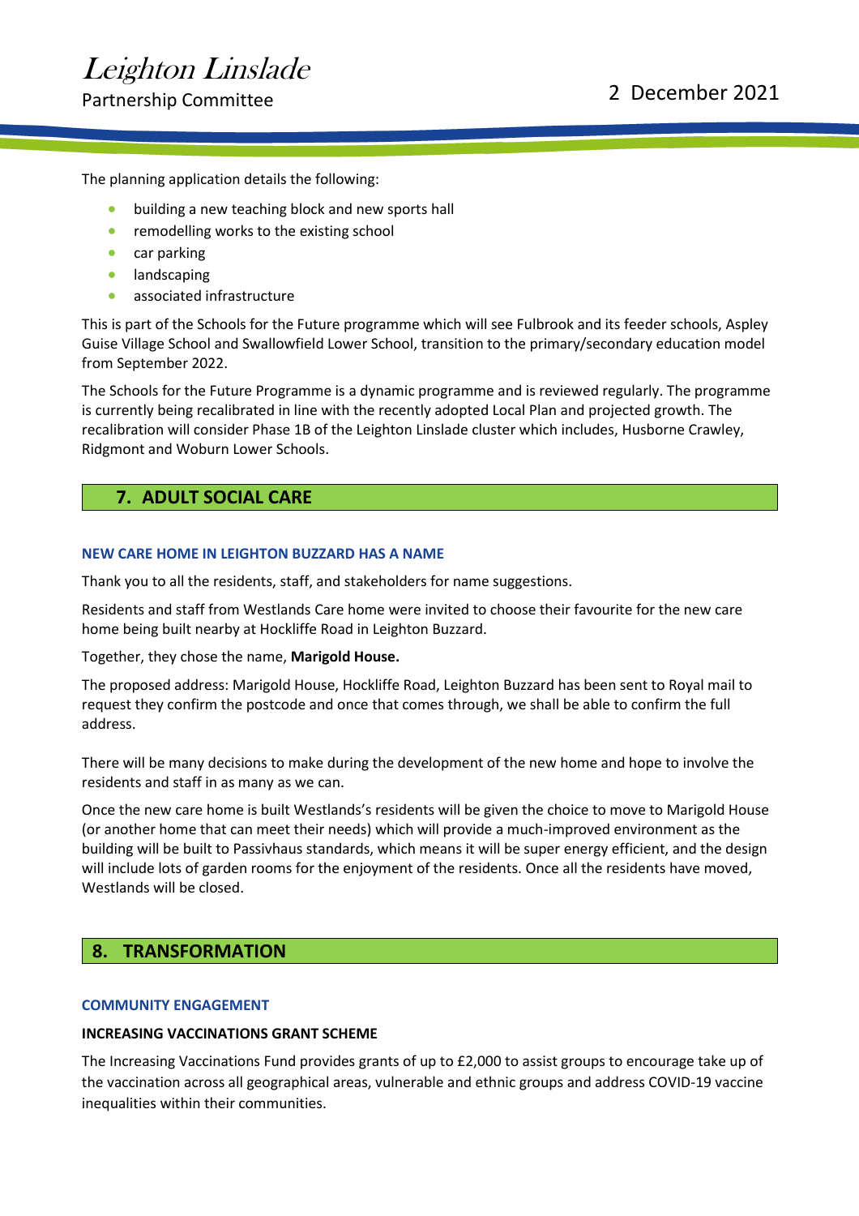The planning application details the following:

- building a new teaching block and new sports hall
- remodelling works to the existing school
- car parking
- landscaping
- associated infrastructure

This is part of the Schools for the Future programme which will see Fulbrook and its feeder schools, Aspley Guise Village School and Swallowfield Lower School, transition to the primary/secondary education model from September 2022.

The Schools for the Future Programme is a dynamic programme and is reviewed regularly. The programme is currently being recalibrated in line with the recently adopted Local Plan and projected growth. The recalibration will consider Phase 1B of the Leighton Linslade cluster which includes, Husborne Crawley, Ridgmont and Woburn Lower Schools.

## 7. ADULT SOCIAL CARE

### NEW CARE HOME IN LEIGHTON BUZZARD HAS A NAME

Thank you to all the residents, staff, and stakeholders for name suggestions.

Residents and staff from Westlands Care home were invited to choose their favourite for the new care home being built nearby at Hockliffe Road in Leighton Buzzard.

Together, they chose the name, **Marigold House.**

The proposed address: Marigold House, Hockliffe Road, Leighton Buzzard has been sent to Royal mail to request they confirm the postcode and once that comes through, we shall be able to confirm the full address.

There will be many decisions to make during the development of the new home and hope to involve the residents and staff in as many as we can.

Once the new care home is built Westlands's residents will be given the choice to move to Marigold House (or another home that can meet their needs) which will provide a much-improved environment as the building will be built to Passivhaus standards, which means it will be super energy efficient, and the design will include lots of garden rooms for the enjoyment of the residents. Once all the residents have moved, Westlands will be closed.

## 8. TRANSFORMATION

### COMMUNITY ENGAGEMENT

**INCREASING VACCINATIONS GRANT SCHEME**

The Increasing Vaccinations Fund provides grants of up to £2,000 to assist groups to encourage take up of the vaccination across all geographical areas, vulnerable and ethnic groups and address COVID-19 vaccine inequalities within their communities.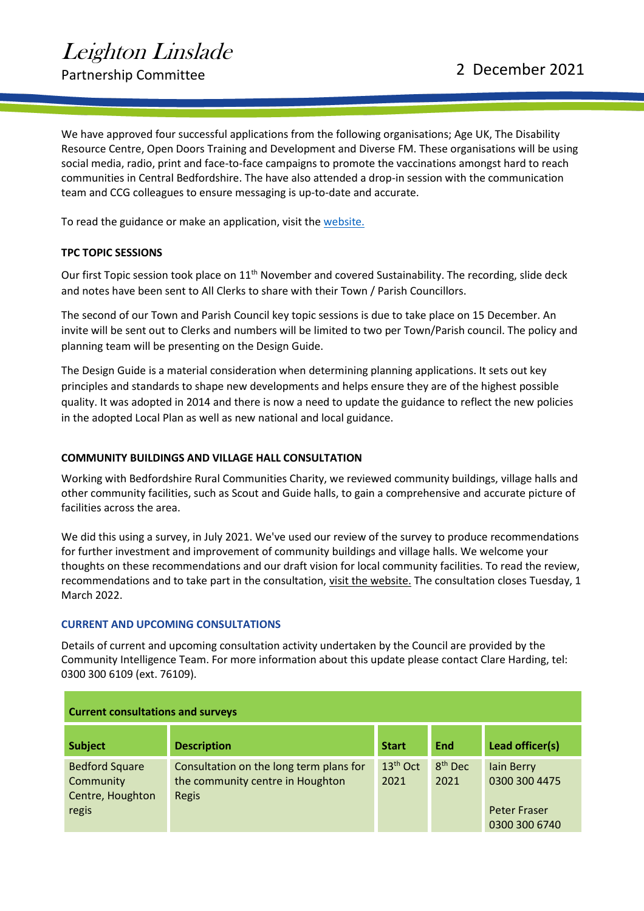We have approved four successful applications from the following organisations; Age UK, The Disability Resource Centre, Open Doors Training and Development and Diverse FM. These organisations will be using social media, radio, print and face-to-face campaigns to promote the vaccinations amongst hard to reach communities in Central Bedfordshire. The have also attended a drop-in session with the communication team and CCG colleagues to ensure messaging is up-to-date and accurate.

To read the guidance or make an application, visit the [website.](#)

**TPC TOPIC SESSIONS**

Our first Topic session took place on 11th November and covered Sustainability. The recording, slide deck and notes have been sent to All Clerks to share with their Town / Parish Councillors.

The second of our Town and Parish Council key topic sessions is due to take place on 15 December. An invite will be sent out to Clerks and numbers will be limited to two per Town/Parish council. The policy and planning team will be presenting on the Design Guide.

The Design Guide is a material consideration when determining planning applications. It sets out key principles and standards to shape new developments and helps ensure they are of the highest possible quality. It was adopted in 2014 and there is now a need to update the guidance to reflect the new policies in the adopted Local Plan as well as new national and local guidance.

**COMMUNITY BUILDINGS AND VILLAGE HALL CONSULTATION**

Working with Bedfordshire Rural Communities Charity, we reviewed community buildings, village halls and other community facilities, such as Scout and Guide halls, to gain a comprehensive and accurate picture of facilities across the area.

We did this using a survey, in July 2021. We've used our review of the survey to produce recommendations for further investment and improvement of community buildings and village halls. We welcome your thoughts on these recommendations and our draft vision for local community facilities. To read the review, recommendations and to take part in the consultation, visit the website. The consultation closes Tuesday, 1 March 2022.

**CURRENT AND UPCOMING CONSULTATIONS**

Details of current and upcoming consultation activity undertaken by the Council are provided by the Community Intelligence Team. For more information about this update please contact Clare Harding, tel: 0300 300 6109 (ext. 76109).

| **Current consultations and surveys** | | | | |
|---|---|---|---|---|
| **Subject** | **Description** | **Start** | **End** | **Lead officer(s)** |
| Bedford Square Community Centre, Houghton regis | Consultation on the long term plans for the community centre in Houghton Regis | 13th Oct 2021 | 8th Dec 2021 | Iain Berry 0300 300 4475<br><br>Peter Fraser 0300 300 6740 |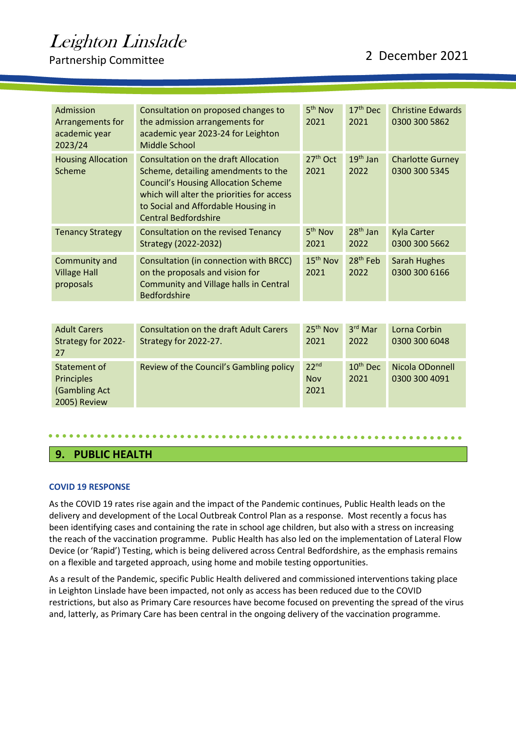| | | | | |
|---|---|---|---|---|
| Admission Arrangements for academic year 2023/24 | Consultation on proposed changes to the admission arrangements for academic year 2023-24 for Leighton Middle School | 5th Nov 2021 | 17th Dec 2021 | Christine Edwards 0300 300 5862 |
| Housing Allocation Scheme | Consultation on the draft Allocation Scheme, detailing amendments to the Council's Housing Allocation Scheme which will alter the priorities for access to Social and Affordable Housing in Central Bedfordshire | 27th Oct 2021 | 19th Jan 2022 | Charlotte Gurney 0300 300 5345 |
| Tenancy Strategy | Consultation on the revised Tenancy Strategy (2022-2032) | 5th Nov 2021 | 28th Jan 2022 | Kyla Carter 0300 300 5662 |
| Community and Village Hall proposals | Consultation (in connection with BRCC) on the proposals and vision for Community and Village halls in Central Bedfordshire | 15th Nov 2021 | 28th Feb 2022 | Sarah Hughes 0300 300 6166 |
| Adult Carers Strategy for 2022-27 | Consultation on the draft Adult Carers Strategy for 2022-27. | 25th Nov 2021 | 3rd Mar 2022 | Lorna Corbin 0300 300 6048 |
| Statement of Principles (Gambling Act 2005) Review | Review of the Council's Gambling policy | 22nd Nov 2021 | 10th Dec 2021 | Nicola ODonnell 0300 300 4091 |

## 9. PUBLIC HEALTH

### COVID 19 RESPONSE

As the COVID 19 rates rise again and the impact of the Pandemic continues, Public Health leads on the delivery and development of the Local Outbreak Control Plan as a response. Most recently a focus has been identifying cases and containing the rate in school age children, but also with a stress on increasing the reach of the vaccination programme. Public Health has also led on the implementation of Lateral Flow Device (or 'Rapid') Testing, which is being delivered across Central Bedfordshire, as the emphasis remains on a flexible and targeted approach, using home and mobile testing opportunities.

As a result of the Pandemic, specific Public Health delivered and commissioned interventions taking place in Leighton Linslade have been impacted, not only as access has been reduced due to the COVID restrictions, but also as Primary Care resources have become focused on preventing the spread of the virus and, latterly, as Primary Care has been central in the ongoing delivery of the vaccination programme.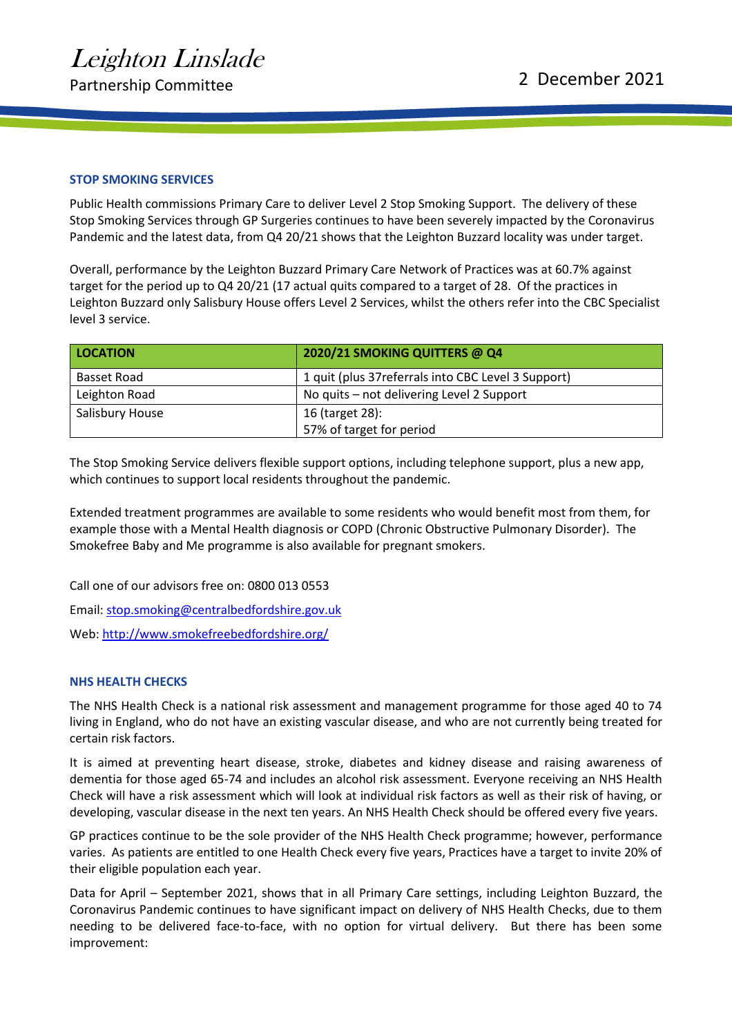## STOP SMOKING SERVICES

Public Health commissions Primary Care to deliver Level 2 Stop Smoking Support. The delivery of these Stop Smoking Services through GP Surgeries continues to have been severely impacted by the Coronavirus Pandemic and the latest data, from Q4 20/21 shows that the Leighton Buzzard locality was under target.

Overall, performance by the Leighton Buzzard Primary Care Network of Practices was at 60.7% against target for the period up to Q4 20/21 (17 actual quits compared to a target of 28. Of the practices in Leighton Buzzard only Salisbury House offers Level 2 Services, whilst the others refer into the CBC Specialist level 3 service.

| LOCATION | 2020/21 SMOKING QUITTERS @ Q4 |
|---|---|
| Basset Road | 1 quit (plus 37referrals into CBC Level 3 Support) |
| Leighton Road | No quits – not delivering Level 2 Support |
| Salisbury House | 16 (target 28):<br>57% of target for period |

The Stop Smoking Service delivers flexible support options, including telephone support, plus a new app, which continues to support local residents throughout the pandemic.

Extended treatment programmes are available to some residents who would benefit most from them, for example those with a Mental Health diagnosis or COPD (Chronic Obstructive Pulmonary Disorder). The Smokefree Baby and Me programme is also available for pregnant smokers.

Call one of our advisors free on: 0800 013 0553

Email: stop.smoking@centralbedfordshire.gov.uk

Web: http://www.smokefreebedfordshire.org/

## NHS HEALTH CHECKS

The NHS Health Check is a national risk assessment and management programme for those aged 40 to 74 living in England, who do not have an existing vascular disease, and who are not currently being treated for certain risk factors.

It is aimed at preventing heart disease, stroke, diabetes and kidney disease and raising awareness of dementia for those aged 65-74 and includes an alcohol risk assessment. Everyone receiving an NHS Health Check will have a risk assessment which will look at individual risk factors as well as their risk of having, or developing, vascular disease in the next ten years. An NHS Health Check should be offered every five years.

GP practices continue to be the sole provider of the NHS Health Check programme; however, performance varies. As patients are entitled to one Health Check every five years, Practices have a target to invite 20% of their eligible population each year.

Data for April – September 2021, shows that in all Primary Care settings, including Leighton Buzzard, the Coronavirus Pandemic continues to have significant impact on delivery of NHS Health Checks, due to them needing to be delivered face-to-face, with no option for virtual delivery. But there has been some improvement: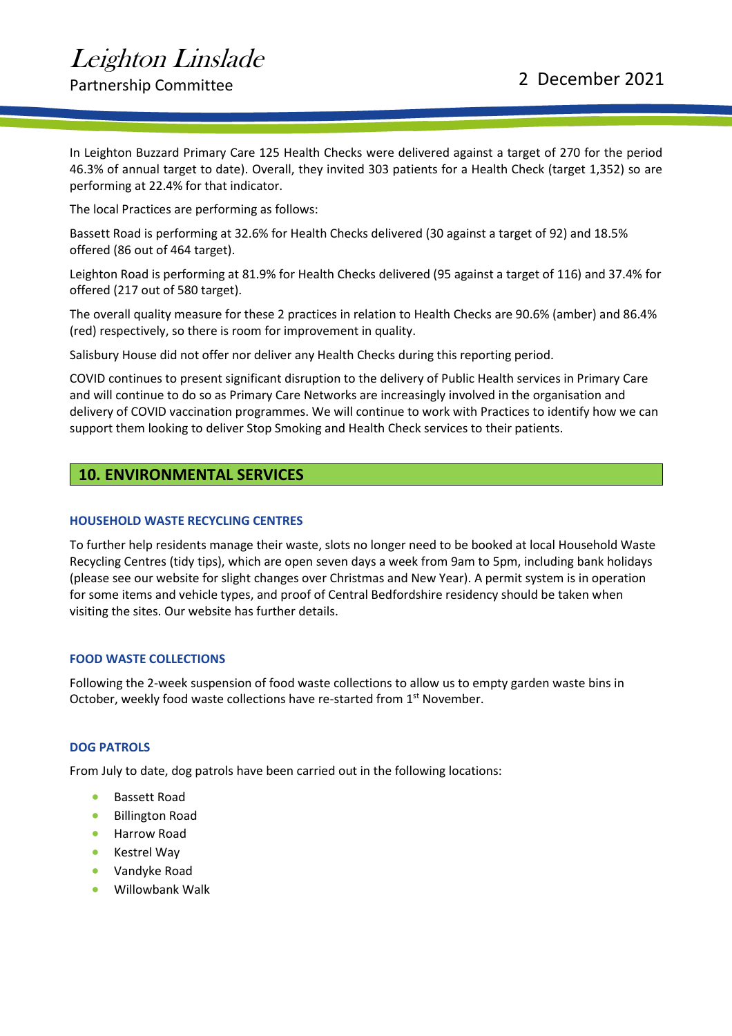In Leighton Buzzard Primary Care 125 Health Checks were delivered against a target of 270 for the period 46.3% of annual target to date). Overall, they invited 303 patients for a Health Check (target 1,352) so are performing at 22.4% for that indicator.

The local Practices are performing as follows:

Bassett Road is performing at 32.6% for Health Checks delivered (30 against a target of 92) and 18.5% offered (86 out of 464 target).

Leighton Road is performing at 81.9% for Health Checks delivered (95 against a target of 116) and 37.4% for offered (217 out of 580 target).

The overall quality measure for these 2 practices in relation to Health Checks are 90.6% (amber) and 86.4% (red) respectively, so there is room for improvement in quality.

Salisbury House did not offer nor deliver any Health Checks during this reporting period.

COVID continues to present significant disruption to the delivery of Public Health services in Primary Care and will continue to do so as Primary Care Networks are increasingly involved in the organisation and delivery of COVID vaccination programmes. We will continue to work with Practices to identify how we can support them looking to deliver Stop Smoking and Health Check services to their patients.

## 10. ENVIRONMENTAL SERVICES

### HOUSEHOLD WASTE RECYCLING CENTRES

To further help residents manage their waste, slots no longer need to be booked at local Household Waste Recycling Centres (tidy tips), which are open seven days a week from 9am to 5pm, including bank holidays (please see our website for slight changes over Christmas and New Year). A permit system is in operation for some items and vehicle types, and proof of Central Bedfordshire residency should be taken when visiting the sites. Our website has further details.

### FOOD WASTE COLLECTIONS

Following the 2-week suspension of food waste collections to allow us to empty garden waste bins in October, weekly food waste collections have re-started from 1st November.

### DOG PATROLS

From July to date, dog patrols have been carried out in the following locations:

- Bassett Road
- Billington Road
- Harrow Road
- Kestrel Way
- Vandyke Road
- Willowbank Walk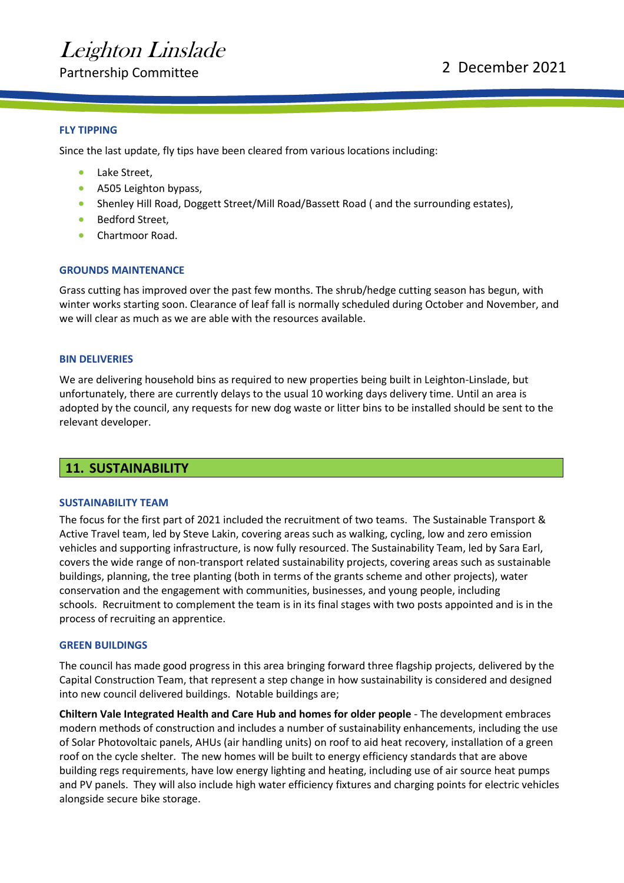### FLY TIPPING

Since the last update, fly tips have been cleared from various locations including:

- Lake Street,
- A505 Leighton bypass,
- Shenley Hill Road, Doggett Street/Mill Road/Bassett Road ( and the surrounding estates),
- Bedford Street,
- Chartmoor Road.

### GROUNDS MAINTENANCE

Grass cutting has improved over the past few months. The shrub/hedge cutting season has begun, with winter works starting soon. Clearance of leaf fall is normally scheduled during October and November, and we will clear as much as we are able with the resources available.

### BIN DELIVERIES

We are delivering household bins as required to new properties being built in Leighton-Linslade, but unfortunately, there are currently delays to the usual 10 working days delivery time. Until an area is adopted by the council, any requests for new dog waste or litter bins to be installed should be sent to the relevant developer.

## 11. SUSTAINABILITY

### SUSTAINABILITY TEAM

The focus for the first part of 2021 included the recruitment of two teams. The Sustainable Transport & Active Travel team, led by Steve Lakin, covering areas such as walking, cycling, low and zero emission vehicles and supporting infrastructure, is now fully resourced. The Sustainability Team, led by Sara Earl, covers the wide range of non-transport related sustainability projects, covering areas such as sustainable buildings, planning, the tree planting (both in terms of the grants scheme and other projects), water conservation and the engagement with communities, businesses, and young people, including schools. Recruitment to complement the team is in its final stages with two posts appointed and is in the process of recruiting an apprentice.

### GREEN BUILDINGS

The council has made good progress in this area bringing forward three flagship projects, delivered by the Capital Construction Team, that represent a step change in how sustainability is considered and designed into new council delivered buildings. Notable buildings are;

**Chiltern Vale Integrated Health and Care Hub and homes for older people** - The development embraces modern methods of construction and includes a number of sustainability enhancements, including the use of Solar Photovoltaic panels, AHUs (air handling units) on roof to aid heat recovery, installation of a green roof on the cycle shelter. The new homes will be built to energy efficiency standards that are above building regs requirements, have low energy lighting and heating, including use of air source heat pumps and PV panels. They will also include high water efficiency fixtures and charging points for electric vehicles alongside secure bike storage.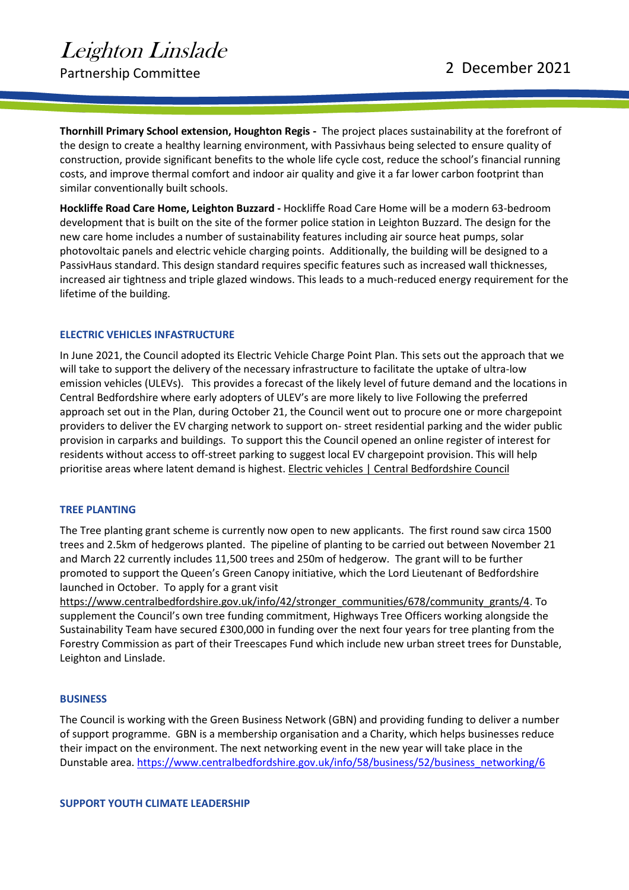**Thornhill Primary School extension, Houghton Regis -** The project places sustainability at the forefront of the design to create a healthy learning environment, with Passivhaus being selected to ensure quality of construction, provide significant benefits to the whole life cycle cost, reduce the school's financial running costs, and improve thermal comfort and indoor air quality and give it a far lower carbon footprint than similar conventionally built schools.

**Hockliffe Road Care Home, Leighton Buzzard -** Hockliffe Road Care Home will be a modern 63-bedroom development that is built on the site of the former police station in Leighton Buzzard. The design for the new care home includes a number of sustainability features including air source heat pumps, solar photovoltaic panels and electric vehicle charging points. Additionally, the building will be designed to a PassivHaus standard. This design standard requires specific features such as increased wall thicknesses, increased air tightness and triple glazed windows. This leads to a much-reduced energy requirement for the lifetime of the building.

## ELECTRIC VEHICLES INFRASTRUCTURE

In June 2021, the Council adopted its Electric Vehicle Charge Point Plan. This sets out the approach that we will take to support the delivery of the necessary infrastructure to facilitate the uptake of ultra-low emission vehicles (ULEVs). This provides a forecast of the likely level of future demand and the locations in Central Bedfordshire where early adopters of ULEV's are more likely to live Following the preferred approach set out in the Plan, during October 21, the Council went out to procure one or more chargepoint providers to deliver the EV charging network to support on- street residential parking and the wider public provision in carparks and buildings. To support this the Council opened an online register of interest for residents without access to off-street parking to suggest local EV chargepoint provision. This will help prioritise areas where latent demand is highest. Electric vehicles | Central Bedfordshire Council

## TREE PLANTING

The Tree planting grant scheme is currently now open to new applicants. The first round saw circa 1500 trees and 2.5km of hedgerows planted. The pipeline of planting to be carried out between November 21 and March 22 currently includes 11,500 trees and 250m of hedgerow. The grant will to be further promoted to support the Queen's Green Canopy initiative, which the Lord Lieutenant of Bedfordshire launched in October. To apply for a grant visit https://www.centralbedfordshire.gov.uk/info/42/stronger_communities/678/community_grants/4. To supplement the Council's own tree funding commitment, Highways Tree Officers working alongside the Sustainability Team have secured £300,000 in funding over the next four years for tree planting from the Forestry Commission as part of their Treescapes Fund which include new urban street trees for Dunstable, Leighton and Linslade.

## BUSINESS

The Council is working with the Green Business Network (GBN) and providing funding to deliver a number of support programme. GBN is a membership organisation and a Charity, which helps businesses reduce their impact on the environment. The next networking event in the new year will take place in the Dunstable area. https://www.centralbedfordshire.gov.uk/info/58/business/52/business_networking/6

## SUPPORT YOUTH CLIMATE LEADERSHIP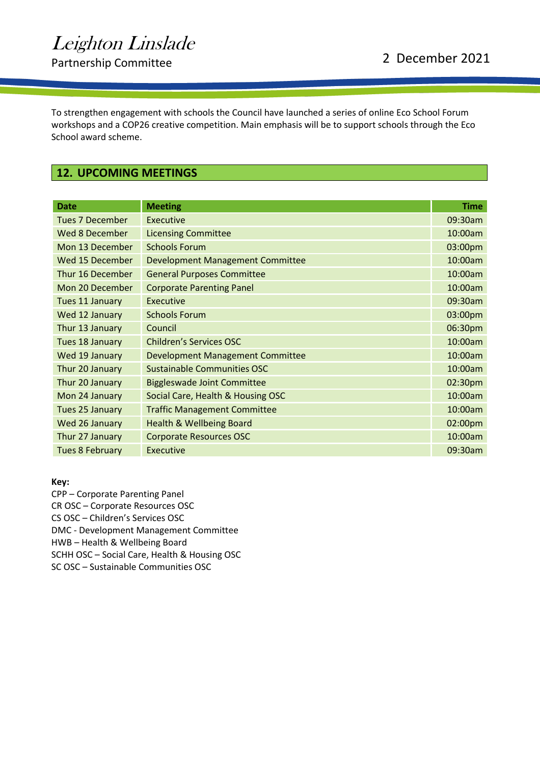To strengthen engagement with schools the Council have launched a series of online Eco School Forum workshops and a COP26 creative competition. Main emphasis will be to support schools through the Eco School award scheme.

## 12. UPCOMING MEETINGS

| Date | Meeting | Time |
|---|---|---|
| Tues 7 December | Executive | 09:30am |
| Wed 8 December | Licensing Committee | 10:00am |
| Mon 13 December | Schools Forum | 03:00pm |
| Wed 15 December | Development Management Committee | 10:00am |
| Thur 16 December | General Purposes Committee | 10:00am |
| Mon 20 December | Corporate Parenting Panel | 10:00am |
| Tues 11 January | Executive | 09:30am |
| Wed 12 January | Schools Forum | 03:00pm |
| Thur 13 January | Council | 06:30pm |
| Tues 18 January | Children's Services OSC | 10:00am |
| Wed 19 January | Development Management Committee | 10:00am |
| Thur 20 January | Sustainable Communities OSC | 10:00am |
| Thur 20 January | Biggleswade Joint Committee | 02:30pm |
| Mon 24 January | Social Care, Health & Housing OSC | 10:00am |
| Tues 25 January | Traffic Management Committee | 10:00am |
| Wed 26 January | Health & Wellbeing Board | 02:00pm |
| Thur 27 January | Corporate Resources OSC | 10:00am |
| Tues 8 February | Executive | 09:30am |

**Key:**

CPP – Corporate Parenting Panel
CR OSC – Corporate Resources OSC
CS OSC – Children's Services OSC
DMC - Development Management Committee
HWB – Health & Wellbeing Board
SCHH OSC – Social Care, Health & Housing OSC
SC OSC – Sustainable Communities OSC